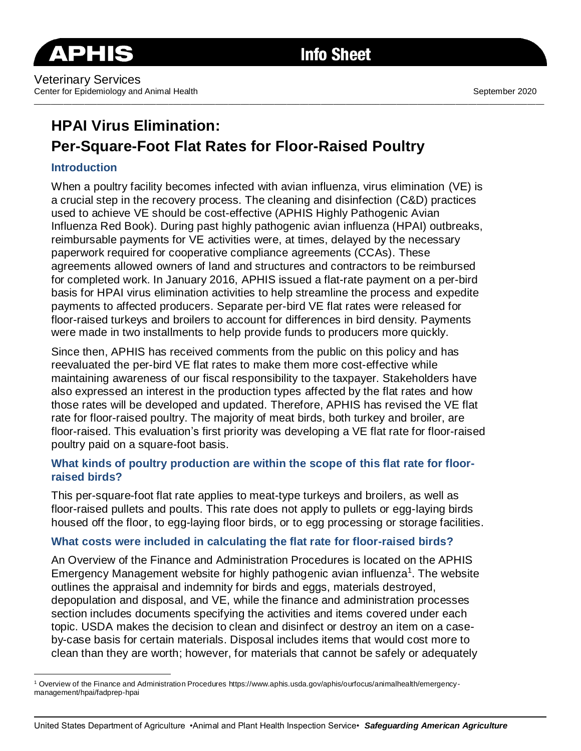# APHIS Info Sheet

Veterinary Services
Center for Epidemiology and Animal Health

September 2020

## HPAI Virus Elimination: Per-Square-Foot Flat Rates for Floor-Raised Poultry

### Introduction

When a poultry facility becomes infected with avian influenza, virus elimination (VE) is a crucial step in the recovery process. The cleaning and disinfection (C&D) practices used to achieve VE should be cost-effective (APHIS Highly Pathogenic Avian Influenza Red Book). During past highly pathogenic avian influenza (HPAI) outbreaks, reimbursable payments for VE activities were, at times, delayed by the necessary paperwork required for cooperative compliance agreements (CCAs). These agreements allowed owners of land and structures and contractors to be reimbursed for completed work. In January 2016, APHIS issued a flat-rate payment on a per-bird basis for HPAI virus elimination activities to help streamline the process and expedite payments to affected producers. Separate per-bird VE flat rates were released for floor-raised turkeys and broilers to account for differences in bird density. Payments were made in two installments to help provide funds to producers more quickly.

Since then, APHIS has received comments from the public on this policy and has reevaluated the per-bird VE flat rates to make them more cost-effective while maintaining awareness of our fiscal responsibility to the taxpayer. Stakeholders have also expressed an interest in the production types affected by the flat rates and how those rates will be developed and updated. Therefore, APHIS has revised the VE flat rate for floor-raised poultry. The majority of meat birds, both turkey and broiler, are floor-raised. This evaluation's first priority was developing a VE flat rate for floor-raised poultry paid on a square-foot basis.

### What kinds of poultry production are within the scope of this flat rate for floor-raised birds?

This per-square-foot flat rate applies to meat-type turkeys and broilers, as well as floor-raised pullets and poults. This rate does not apply to pullets or egg-laying birds housed off the floor, to egg-laying floor birds, or to egg processing or storage facilities.

### What costs were included in calculating the flat rate for floor-raised birds?

An Overview of the Finance and Administration Procedures is located on the APHIS Emergency Management website for highly pathogenic avian influenza[1]. The website outlines the appraisal and indemnity for birds and eggs, materials destroyed, depopulation and disposal, and VE, while the finance and administration processes section includes documents specifying the activities and items covered under each topic. USDA makes the decision to clean and disinfect or destroy an item on a case-by-case basis for certain materials. Disposal includes items that would cost more to clean than they are worth; however, for materials that cannot be safely or adequately

[1] Overview of the Finance and Administration Procedures https://www.aphis.usda.gov/aphis/ourfocus/animalhealth/emergency-management/hpai/fadprep-hpai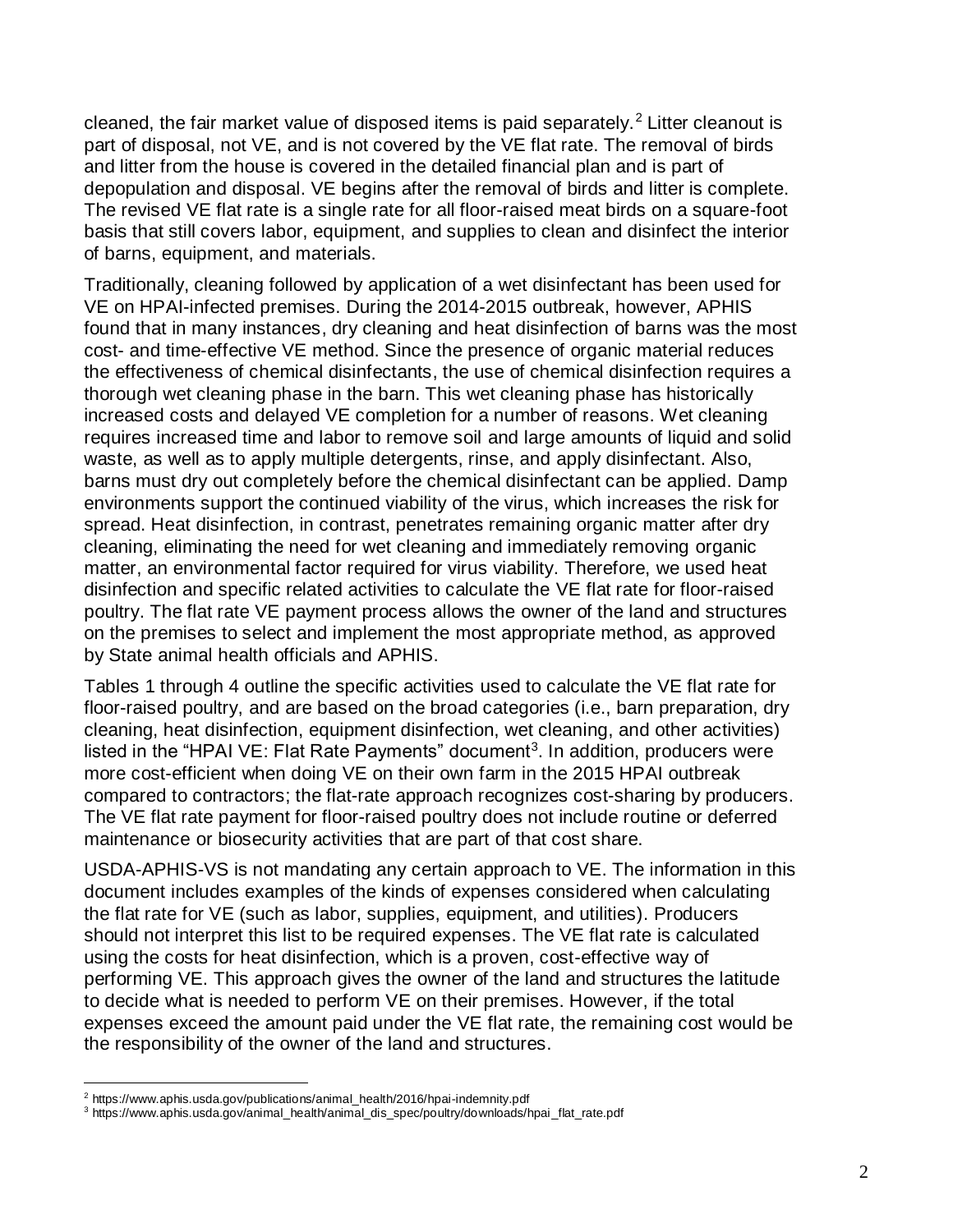cleaned, the fair market value of disposed items is paid separately.[2] Litter cleanout is part of disposal, not VE, and is not covered by the VE flat rate. The removal of birds and litter from the house is covered in the detailed financial plan and is part of depopulation and disposal. VE begins after the removal of birds and litter is complete. The revised VE flat rate is a single rate for all floor-raised meat birds on a square-foot basis that still covers labor, equipment, and supplies to clean and disinfect the interior of barns, equipment, and materials.

Traditionally, cleaning followed by application of a wet disinfectant has been used for VE on HPAI-infected premises. During the 2014-2015 outbreak, however, APHIS found that in many instances, dry cleaning and heat disinfection of barns was the most cost- and time-effective VE method. Since the presence of organic material reduces the effectiveness of chemical disinfectants, the use of chemical disinfection requires a thorough wet cleaning phase in the barn. This wet cleaning phase has historically increased costs and delayed VE completion for a number of reasons. Wet cleaning requires increased time and labor to remove soil and large amounts of liquid and solid waste, as well as to apply multiple detergents, rinse, and apply disinfectant. Also, barns must dry out completely before the chemical disinfectant can be applied. Damp environments support the continued viability of the virus, which increases the risk for spread. Heat disinfection, in contrast, penetrates remaining organic matter after dry cleaning, eliminating the need for wet cleaning and immediately removing organic matter, an environmental factor required for virus viability. Therefore, we used heat disinfection and specific related activities to calculate the VE flat rate for floor-raised poultry. The flat rate VE payment process allows the owner of the land and structures on the premises to select and implement the most appropriate method, as approved by State animal health officials and APHIS.

Tables 1 through 4 outline the specific activities used to calculate the VE flat rate for floor-raised poultry, and are based on the broad categories (i.e., barn preparation, dry cleaning, heat disinfection, equipment disinfection, wet cleaning, and other activities) listed in the "HPAI VE: Flat Rate Payments" document[3]. In addition, producers were more cost-efficient when doing VE on their own farm in the 2015 HPAI outbreak compared to contractors; the flat-rate approach recognizes cost-sharing by producers. The VE flat rate payment for floor-raised poultry does not include routine or deferred maintenance or biosecurity activities that are part of that cost share.

USDA-APHIS-VS is not mandating any certain approach to VE. The information in this document includes examples of the kinds of expenses considered when calculating the flat rate for VE (such as labor, supplies, equipment, and utilities). Producers should not interpret this list to be required expenses. The VE flat rate is calculated using the costs for heat disinfection, which is a proven, cost-effective way of performing VE. This approach gives the owner of the land and structures the latitude to decide what is needed to perform VE on their premises. However, if the total expenses exceed the amount paid under the VE flat rate, the remaining cost would be the responsibility of the owner of the land and structures.

---

[2] https://www.aphis.usda.gov/publications/animal_health/2016/hpai-indemnity.pdf

[3] https://www.aphis.usda.gov/animal_health/animal_dis_spec/poultry/downloads/hpai_flat_rate.pdf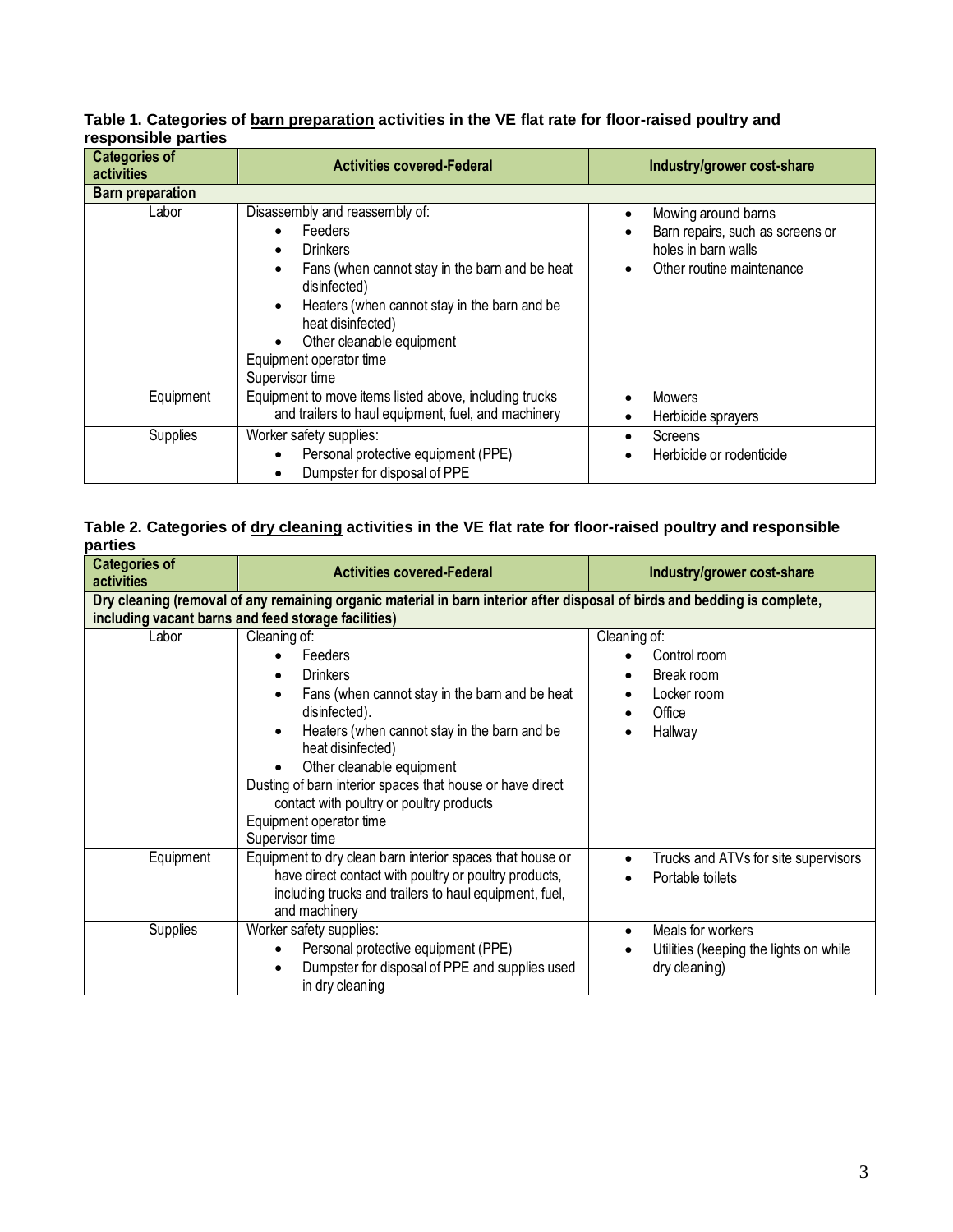**Table 1. Categories of <u>barn preparation</u> activities in the VE flat rate for floor-raised poultry and responsible parties**

| Categories of activities | Activities covered-Federal | Industry/grower cost-share |
|---|---|---|
| **Barn preparation** | | |
| Labor | Disassembly and reassembly of:<br>• Feeders<br>• Drinkers<br>• Fans (when cannot stay in the barn and be heat disinfected)<br>• Heaters (when cannot stay in the barn and be heat disinfected)<br>• Other cleanable equipment<br>Equipment operator time<br>Supervisor time | • Mowing around barns<br>• Barn repairs, such as screens or holes in barn walls<br>• Other routine maintenance |
| Equipment | Equipment to move items listed above, including trucks and trailers to haul equipment, fuel, and machinery | • Mowers<br>• Herbicide sprayers |
| Supplies | Worker safety supplies:<br>• Personal protective equipment (PPE)<br>• Dumpster for disposal of PPE | • Screens<br>• Herbicide or rodenticide |

**Table 2. Categories of <u>dry cleaning</u> activities in the VE flat rate for floor-raised poultry and responsible parties**

| Categories of activities | Activities covered-Federal | Industry/grower cost-share |
|---|---|---|
| **Dry cleaning (removal of any remaining organic material in barn interior after disposal of birds and bedding is complete, including vacant barns and feed storage facilities)** | | |
| Labor | Cleaning of:<br>• Feeders<br>• Drinkers<br>• Fans (when cannot stay in the barn and be heat disinfected).<br>• Heaters (when cannot stay in the barn and be heat disinfected)<br>• Other cleanable equipment<br>Dusting of barn interior spaces that house or have direct contact with poultry or poultry products<br>Equipment operator time<br>Supervisor time | Cleaning of:<br>• Control room<br>• Break room<br>• Locker room<br>• Office<br>• Hallway |
| Equipment | Equipment to dry clean barn interior spaces that house or have direct contact with poultry or poultry products, including trucks and trailers to haul equipment, fuel, and machinery | • Trucks and ATVs for site supervisors<br>• Portable toilets |
| Supplies | Worker safety supplies:<br>• Personal protective equipment (PPE)<br>• Dumpster for disposal of PPE and supplies used in dry cleaning | • Meals for workers<br>• Utilities (keeping the lights on while dry cleaning) |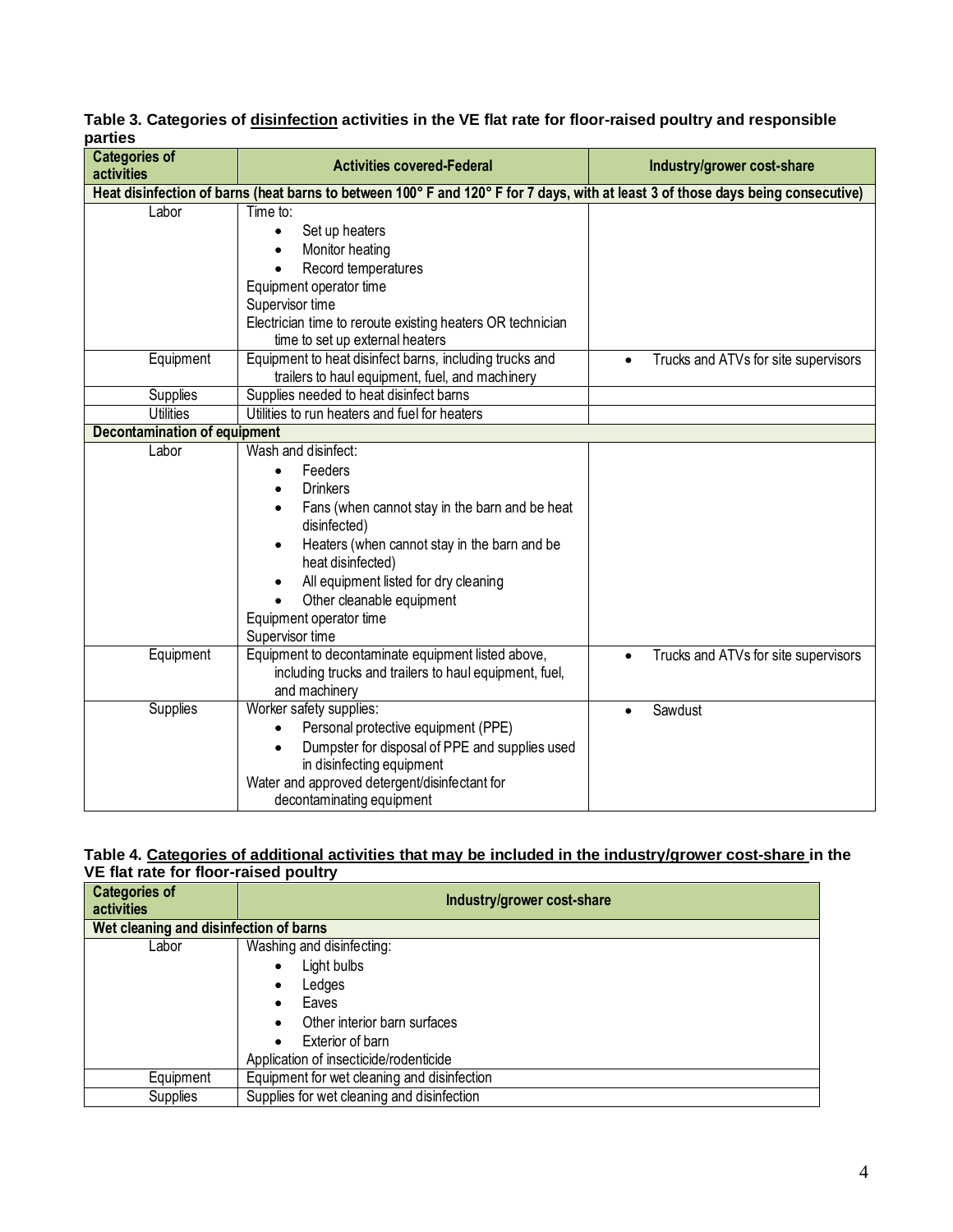**Table 3. Categories of <u>disinfection</u> activities in the VE flat rate for floor-raised poultry and responsible parties**

| Categories of activities | Activities covered-Federal | Industry/grower cost-share |
|---|---|---|
| **Heat disinfection of barns (heat barns to between 100° F and 120° F for 7 days, with at least 3 of those days being consecutive)** | | |
| Labor | Time to:<br>• Set up heaters<br>• Monitor heating<br>• Record temperatures<br>Equipment operator time<br>Supervisor time<br>Electrician time to reroute existing heaters OR technician time to set up external heaters | |
| Equipment | Equipment to heat disinfect barns, including trucks and trailers to haul equipment, fuel, and machinery | • Trucks and ATVs for site supervisors |
| Supplies | Supplies needed to heat disinfect barns | |
| Utilities | Utilities to run heaters and fuel for heaters | |
| **Decontamination of equipment** | | |
| Labor | Wash and disinfect:<br>• Feeders<br>• Drinkers<br>• Fans (when cannot stay in the barn and be heat disinfected)<br>• Heaters (when cannot stay in the barn and be heat disinfected)<br>• All equipment listed for dry cleaning<br>• Other cleanable equipment<br>Equipment operator time<br>Supervisor time | |
| Equipment | Equipment to decontaminate equipment listed above, including trucks and trailers to haul equipment, fuel, and machinery | • Trucks and ATVs for site supervisors |
| Supplies | Worker safety supplies:<br>• Personal protective equipment (PPE)<br>• Dumpster for disposal of PPE and supplies used in disinfecting equipment<br>Water and approved detergent/disinfectant for decontaminating equipment | • Sawdust |

**Table 4. <u>Categories of additional activities that may be included in the industry/grower cost-share</u> in the VE flat rate for floor-raised poultry**

| Categories of activities | Industry/grower cost-share |
|---|---|
| **Wet cleaning and disinfection of barns** | |
| Labor | Washing and disinfecting:<br>• Light bulbs<br>• Ledges<br>• Eaves<br>• Other interior barn surfaces<br>• Exterior of barn<br>Application of insecticide/rodenticide |
| Equipment | Equipment for wet cleaning and disinfection |
| Supplies | Supplies for wet cleaning and disinfection |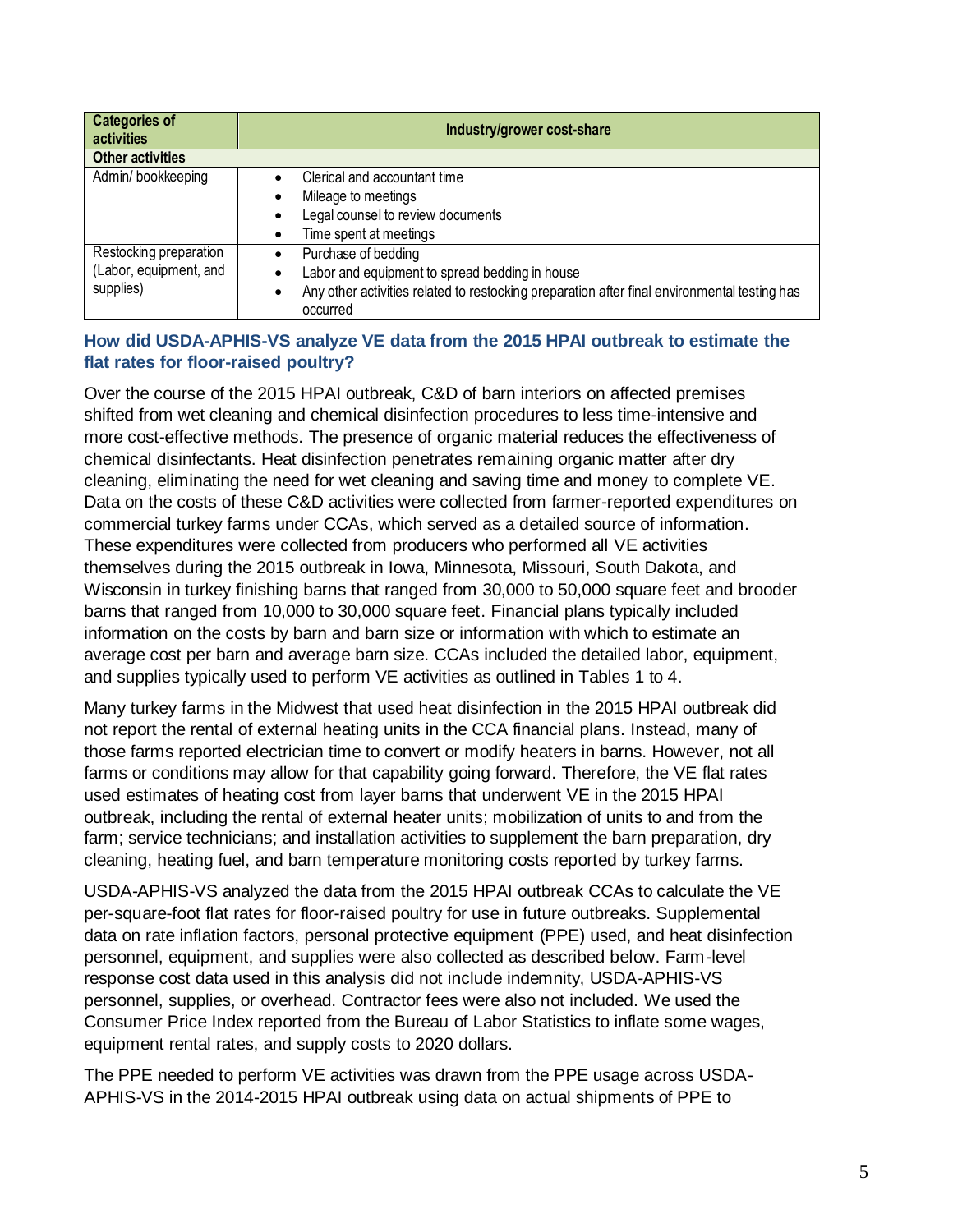| Categories of activities | Industry/grower cost-share |
| --- | --- |
| **Other activities** | |
| Admin/ bookkeeping | • Clerical and accountant time<br>• Mileage to meetings<br>• Legal counsel to review documents<br>• Time spent at meetings |
| Restocking preparation (Labor, equipment, and supplies) | • Purchase of bedding<br>• Labor and equipment to spread bedding in house<br>• Any other activities related to restocking preparation after final environmental testing has occurred |

### How did USDA-APHIS-VS analyze VE data from the 2015 HPAI outbreak to estimate the flat rates for floor-raised poultry?

Over the course of the 2015 HPAI outbreak, C&D of barn interiors on affected premises shifted from wet cleaning and chemical disinfection procedures to less time-intensive and more cost-effective methods. The presence of organic material reduces the effectiveness of chemical disinfectants. Heat disinfection penetrates remaining organic matter after dry cleaning, eliminating the need for wet cleaning and saving time and money to complete VE. Data on the costs of these C&D activities were collected from farmer-reported expenditures on commercial turkey farms under CCAs, which served as a detailed source of information. These expenditures were collected from producers who performed all VE activities themselves during the 2015 outbreak in Iowa, Minnesota, Missouri, South Dakota, and Wisconsin in turkey finishing barns that ranged from 30,000 to 50,000 square feet and brooder barns that ranged from 10,000 to 30,000 square feet. Financial plans typically included information on the costs by barn and barn size or information with which to estimate an average cost per barn and average barn size. CCAs included the detailed labor, equipment, and supplies typically used to perform VE activities as outlined in Tables 1 to 4.

Many turkey farms in the Midwest that used heat disinfection in the 2015 HPAI outbreak did not report the rental of external heating units in the CCA financial plans. Instead, many of those farms reported electrician time to convert or modify heaters in barns. However, not all farms or conditions may allow for that capability going forward. Therefore, the VE flat rates used estimates of heating cost from layer barns that underwent VE in the 2015 HPAI outbreak, including the rental of external heater units; mobilization of units to and from the farm; service technicians; and installation activities to supplement the barn preparation, dry cleaning, heating fuel, and barn temperature monitoring costs reported by turkey farms.

USDA-APHIS-VS analyzed the data from the 2015 HPAI outbreak CCAs to calculate the VE per-square-foot flat rates for floor-raised poultry for use in future outbreaks. Supplemental data on rate inflation factors, personal protective equipment (PPE) used, and heat disinfection personnel, equipment, and supplies were also collected as described below. Farm-level response cost data used in this analysis did not include indemnity, USDA-APHIS-VS personnel, supplies, or overhead. Contractor fees were also not included. We used the Consumer Price Index reported from the Bureau of Labor Statistics to inflate some wages, equipment rental rates, and supply costs to 2020 dollars.

The PPE needed to perform VE activities was drawn from the PPE usage across USDA-APHIS-VS in the 2014-2015 HPAI outbreak using data on actual shipments of PPE to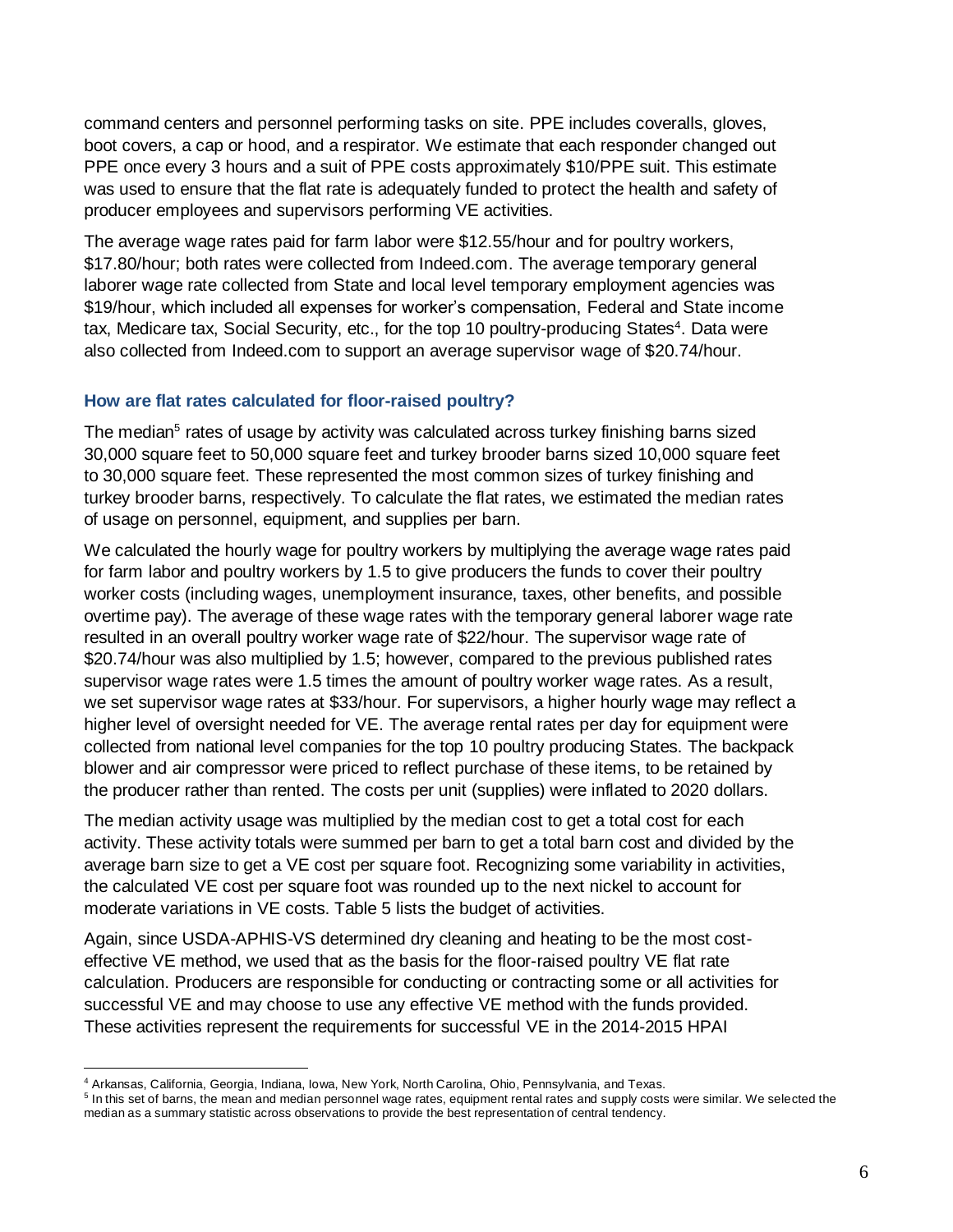command centers and personnel performing tasks on site. PPE includes coveralls, gloves, boot covers, a cap or hood, and a respirator. We estimate that each responder changed out PPE once every 3 hours and a suit of PPE costs approximately $10/PPE suit. This estimate was used to ensure that the flat rate is adequately funded to protect the health and safety of producer employees and supervisors performing VE activities.

The average wage rates paid for farm labor were $12.55/hour and for poultry workers, $17.80/hour; both rates were collected from Indeed.com. The average temporary general laborer wage rate collected from State and local level temporary employment agencies was $19/hour, which included all expenses for worker's compensation, Federal and State income tax, Medicare tax, Social Security, etc., for the top 10 poultry-producing States[4]. Data were also collected from Indeed.com to support an average supervisor wage of $20.74/hour.

### How are flat rates calculated for floor-raised poultry?

The median[5] rates of usage by activity was calculated across turkey finishing barns sized 30,000 square feet to 50,000 square feet and turkey brooder barns sized 10,000 square feet to 30,000 square feet. These represented the most common sizes of turkey finishing and turkey brooder barns, respectively. To calculate the flat rates, we estimated the median rates of usage on personnel, equipment, and supplies per barn.

We calculated the hourly wage for poultry workers by multiplying the average wage rates paid for farm labor and poultry workers by 1.5 to give producers the funds to cover their poultry worker costs (including wages, unemployment insurance, taxes, other benefits, and possible overtime pay). The average of these wage rates with the temporary general laborer wage rate resulted in an overall poultry worker wage rate of $22/hour. The supervisor wage rate of $20.74/hour was also multiplied by 1.5; however, compared to the previous published rates supervisor wage rates were 1.5 times the amount of poultry worker wage rates. As a result, we set supervisor wage rates at $33/hour. For supervisors, a higher hourly wage may reflect a higher level of oversight needed for VE. The average rental rates per day for equipment were collected from national level companies for the top 10 poultry producing States. The backpack blower and air compressor were priced to reflect purchase of these items, to be retained by the producer rather than rented. The costs per unit (supplies) were inflated to 2020 dollars.

The median activity usage was multiplied by the median cost to get a total cost for each activity. These activity totals were summed per barn to get a total barn cost and divided by the average barn size to get a VE cost per square foot. Recognizing some variability in activities, the calculated VE cost per square foot was rounded up to the next nickel to account for moderate variations in VE costs. Table 5 lists the budget of activities.

Again, since USDA-APHIS-VS determined dry cleaning and heating to be the most cost-effective VE method, we used that as the basis for the floor-raised poultry VE flat rate calculation. Producers are responsible for conducting or contracting some or all activities for successful VE and may choose to use any effective VE method with the funds provided. These activities represent the requirements for successful VE in the 2014-2015 HPAI

---

[4] Arkansas, California, Georgia, Indiana, Iowa, New York, North Carolina, Ohio, Pennsylvania, and Texas.

[5] In this set of barns, the mean and median personnel wage rates, equipment rental rates and supply costs were similar. We selected the median as a summary statistic across observations to provide the best representation of central tendency.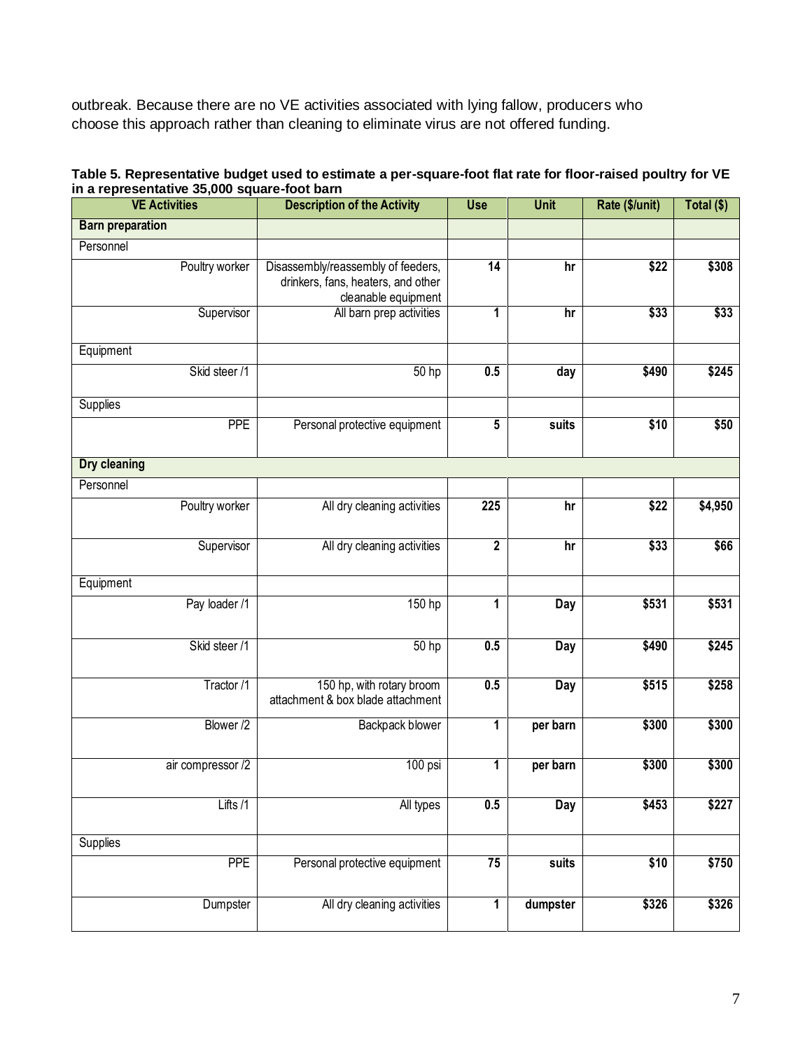outbreak. Because there are no VE activities associated with lying fallow, producers who choose this approach rather than cleaning to eliminate virus are not offered funding.

**Table 5. Representative budget used to estimate a per-square-foot flat rate for floor-raised poultry for VE in a representative 35,000 square-foot barn**

| VE Activities | Description of the Activity | Use | Unit | Rate ($/unit) | Total ($) |
|---|---|---|---|---|---|
| **Barn preparation** | | | | | |
| Personnel | | | | | |
| Poultry worker | Disassembly/reassembly of feeders, drinkers, fans, heaters, and other cleanable equipment | 14 | hr | $22 | $308 |
| Supervisor | All barn prep activities | 1 | hr | $33 | $33 |
| Equipment | | | | | |
| Skid steer /1 | 50 hp | 0.5 | day | $490 | $245 |
| Supplies | | | | | |
| PPE | Personal protective equipment | 5 | suits | $10 | $50 |
| **Dry cleaning** | | | | | |
| Personnel | | | | | |
| Poultry worker | All dry cleaning activities | 225 | hr | $22 | $4,950 |
| Supervisor | All dry cleaning activities | 2 | hr | $33 | $66 |
| Equipment | | | | | |
| Pay loader /1 | 150 hp | 1 | Day | $531 | $531 |
| Skid steer /1 | 50 hp | 0.5 | Day | $490 | $245 |
| Tractor /1 | 150 hp, with rotary broom attachment & box blade attachment | 0.5 | Day | $515 | $258 |
| Blower /2 | Backpack blower | 1 | per barn | $300 | $300 |
| air compressor /2 | 100 psi | 1 | per barn | $300 | $300 |
| Lifts /1 | All types | 0.5 | Day | $453 | $227 |
| Supplies | | | | | |
| PPE | Personal protective equipment | 75 | suits | $10 | $750 |
| Dumpster | All dry cleaning activities | 1 | dumpster | $326 | $326 |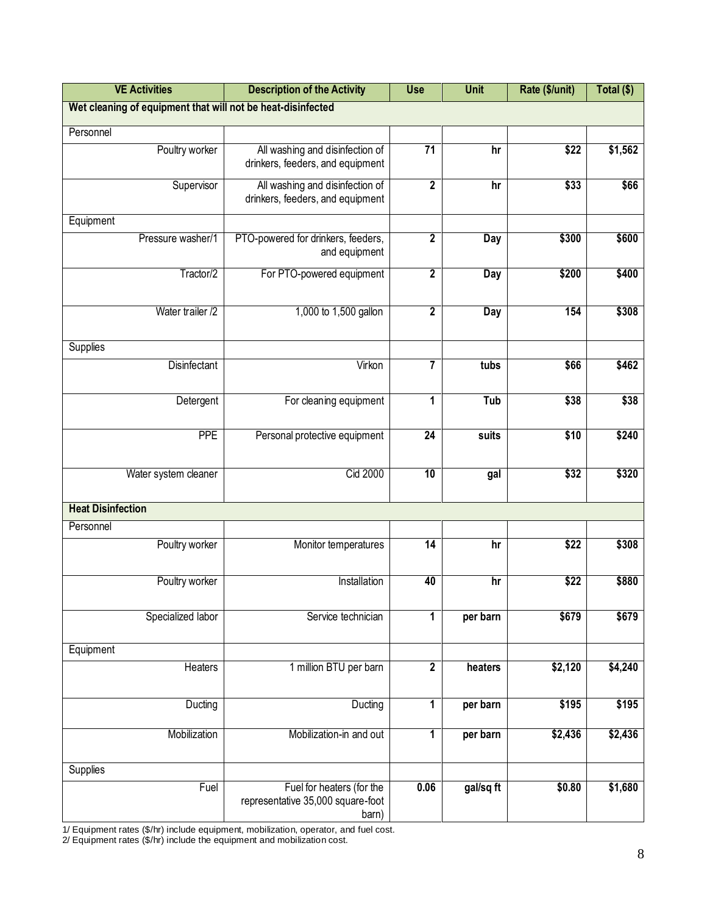| VE Activities | Description of the Activity | Use | Unit | Rate ($/unit) | Total ($) |
|---|---|---|---|---|---|
| **Wet cleaning of equipment that will not be heat-disinfected** | | | | | |
| Personnel | | | | | |
| Poultry worker | All washing and disinfection of drinkers, feeders, and equipment | 71 | hr | $22 | $1,562 |
| Supervisor | All washing and disinfection of drinkers, feeders, and equipment | 2 | hr | $33 | $66 |
| Equipment | | | | | |
| Pressure washer/1 | PTO-powered for drinkers, feeders, and equipment | 2 | Day | $300 | $600 |
| Tractor/2 | For PTO-powered equipment | 2 | Day | $200 | $400 |
| Water trailer /2 | 1,000 to 1,500 gallon | 2 | Day | 154 | $308 |
| Supplies | | | | | |
| Disinfectant | Virkon | 7 | tubs | $66 | $462 |
| Detergent | For cleaning equipment | 1 | Tub | $38 | $38 |
| PPE | Personal protective equipment | 24 | suits | $10 | $240 |
| Water system cleaner | Cid 2000 | 10 | gal | $32 | $320 |
| **Heat Disinfection** | | | | | |
| Personnel | | | | | |
| Poultry worker | Monitor temperatures | 14 | hr | $22 | $308 |
| Poultry worker | Installation | 40 | hr | $22 | $880 |
| Specialized labor | Service technician | 1 | per barn | $679 | $679 |
| Equipment | | | | | |
| Heaters | 1 million BTU per barn | 2 | heaters | $2,120 | $4,240 |
| Ducting | Ducting | 1 | per barn | $195 | $195 |
| Mobilization | Mobilization-in and out | 1 | per barn | $2,436 | $2,436 |
| Supplies | | | | | |
| Fuel | Fuel for heaters (for the representative 35,000 square-foot barn) | 0.06 | gal/sq ft | $0.80 | $1,680 |

1/ Equipment rates ($/hr) include equipment, mobilization, operator, and fuel cost.
2/ Equipment rates ($/hr) include the equipment and mobilization cost.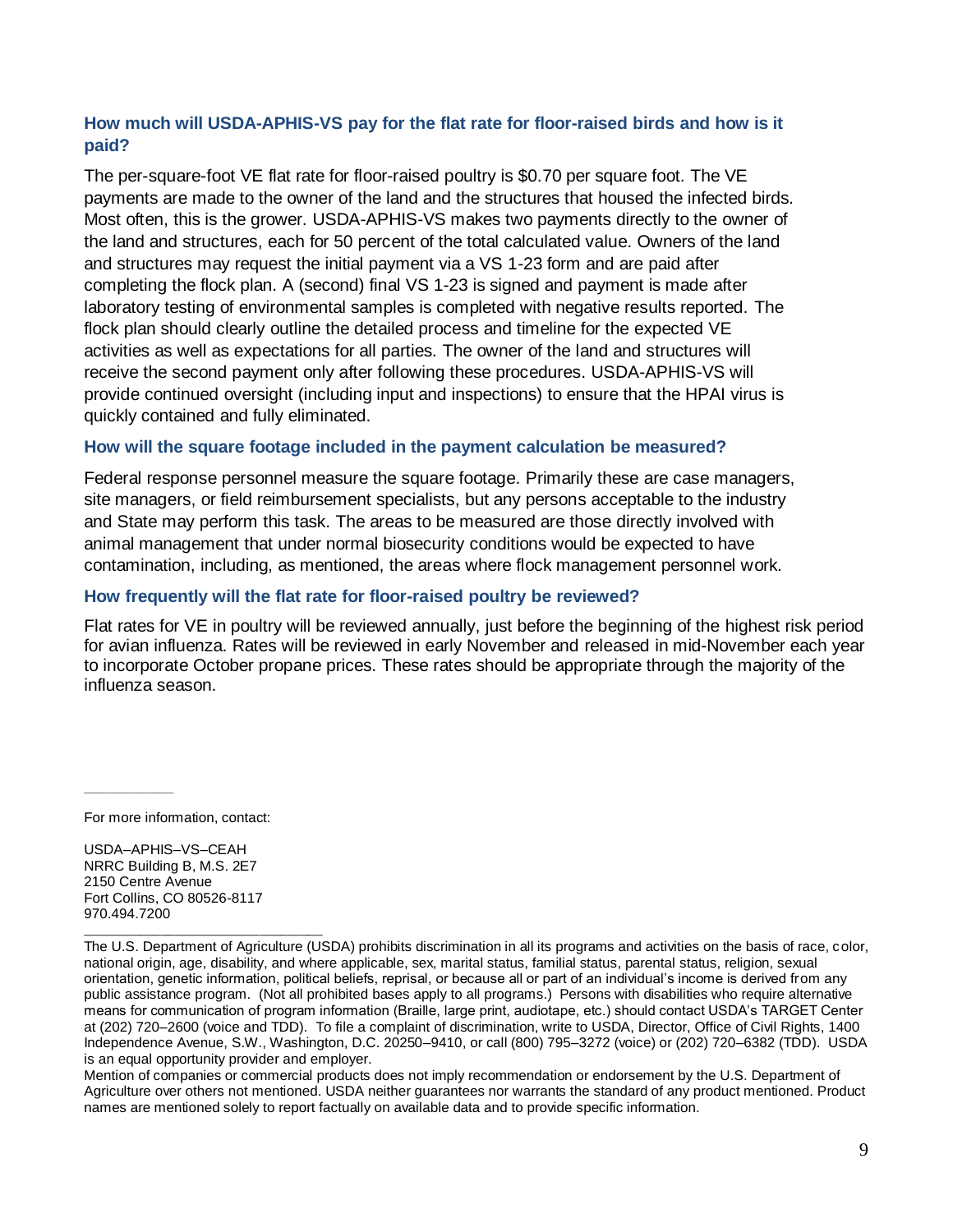### How much will USDA-APHIS-VS pay for the flat rate for floor-raised birds and how is it paid?

The per-square-foot VE flat rate for floor-raised poultry is $0.70 per square foot. The VE payments are made to the owner of the land and the structures that housed the infected birds. Most often, this is the grower. USDA-APHIS-VS makes two payments directly to the owner of the land and structures, each for 50 percent of the total calculated value. Owners of the land and structures may request the initial payment via a VS 1-23 form and are paid after completing the flock plan. A (second) final VS 1-23 is signed and payment is made after laboratory testing of environmental samples is completed with negative results reported. The flock plan should clearly outline the detailed process and timeline for the expected VE activities as well as expectations for all parties. The owner of the land and structures will receive the second payment only after following these procedures. USDA-APHIS-VS will provide continued oversight (including input and inspections) to ensure that the HPAI virus is quickly contained and fully eliminated.

### How will the square footage included in the payment calculation be measured?

Federal response personnel measure the square footage. Primarily these are case managers, site managers, or field reimbursement specialists, but any persons acceptable to the industry and State may perform this task. The areas to be measured are those directly involved with animal management that under normal biosecurity conditions would be expected to have contamination, including, as mentioned, the areas where flock management personnel work.

### How frequently will the flat rate for floor-raised poultry be reviewed?

Flat rates for VE in poultry will be reviewed annually, just before the beginning of the highest risk period for avian influenza. Rates will be reviewed in early November and released in mid-November each year to incorporate October propane prices. These rates should be appropriate through the majority of the influenza season.

---

For more information, contact:

USDA–APHIS–VS–CEAH
NRRC Building B, M.S. 2E7
2150 Centre Avenue
Fort Collins, CO 80526-8117
970.494.7200

---

The U.S. Department of Agriculture (USDA) prohibits discrimination in all its programs and activities on the basis of race, color, national origin, age, disability, and where applicable, sex, marital status, familial status, parental status, religion, sexual orientation, genetic information, political beliefs, reprisal, or because all or part of an individual's income is derived from any public assistance program. (Not all prohibited bases apply to all programs.) Persons with disabilities who require alternative means for communication of program information (Braille, large print, audiotape, etc.) should contact USDA's TARGET Center at (202) 720–2600 (voice and TDD). To file a complaint of discrimination, write to USDA, Director, Office of Civil Rights, 1400 Independence Avenue, S.W., Washington, D.C. 20250–9410, or call (800) 795–3272 (voice) or (202) 720–6382 (TDD). USDA is an equal opportunity provider and employer.

Mention of companies or commercial products does not imply recommendation or endorsement by the U.S. Department of Agriculture over others not mentioned. USDA neither guarantees nor warrants the standard of any product mentioned. Product names are mentioned solely to report factually on available data and to provide specific information.